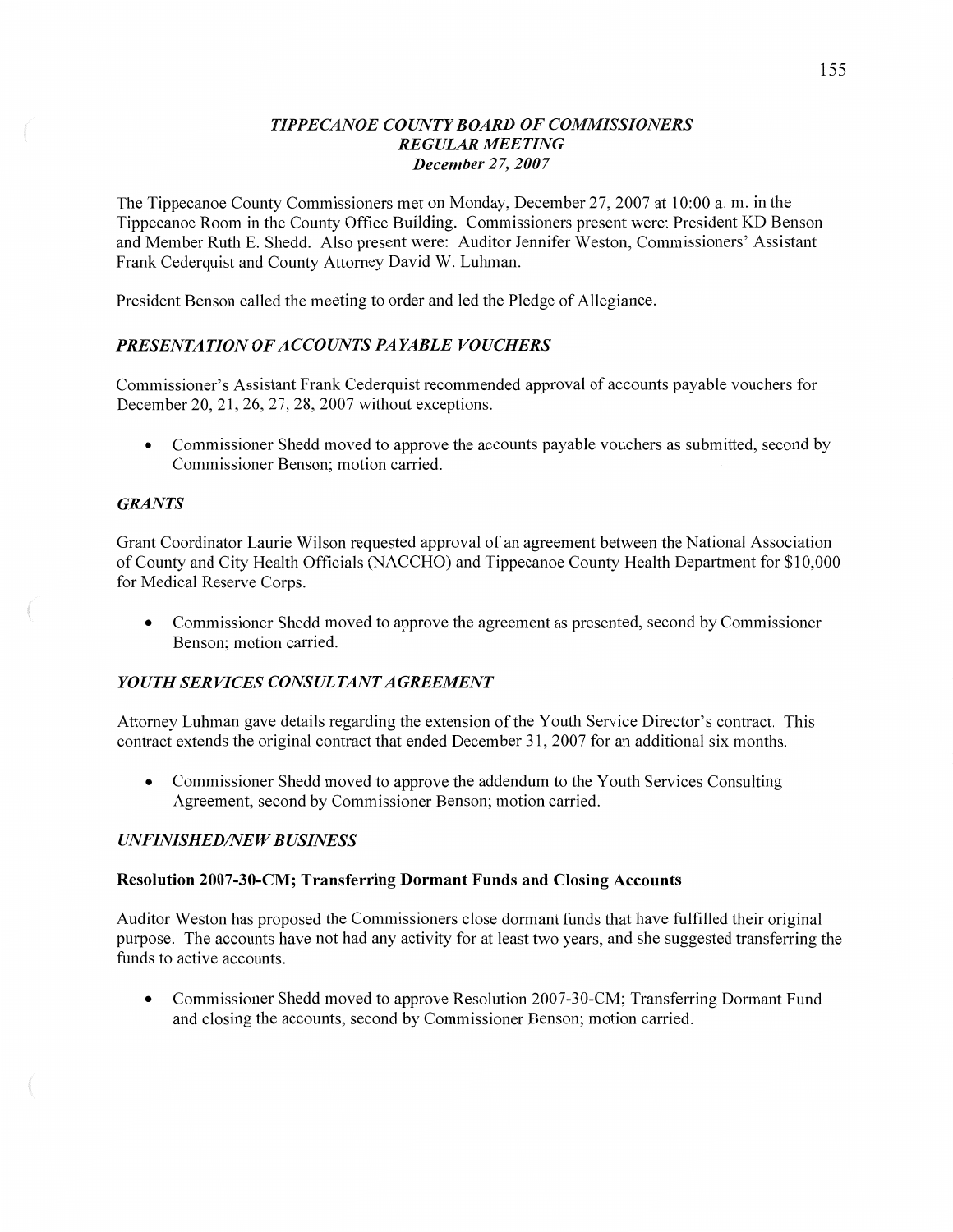# *TIPPECANOE COUNTY BOARD OF COMMISSIONERS*
## *REGULAR MEETING*
### *December 27, 2007*

The Tippecanoe County Commissioners met on Monday, December 27, 2007 at 10:00 a. m. in the Tippecanoe Room in the County Office Building. Commissioners present were: President KD Benson and Member Ruth E. Shedd. Also present were: Auditor Jennifer Weston, Commissioners' Assistant Frank Cederquist and County Attorney David W. Luhman.

President Benson called the meeting to order and led the Pledge of Allegiance.

### *PRESENTATION OF ACCOUNTS PAYABLE VOUCHERS*

Commissioner's Assistant Frank Cederquist recommended approval of accounts payable vouchers for December 20, 21, 26, 27, 28, 2007 without exceptions.

- Commissioner Shedd moved to approve the accounts payable vouchers as submitted, second by Commissioner Benson; motion carried.

### *GRANTS*

Grant Coordinator Laurie Wilson requested approval of an agreement between the National Association of County and City Health Officials (NACCHO) and Tippecanoe County Health Department for $10,000 for Medical Reserve Corps.

- Commissioner Shedd moved to approve the agreement as presented, second by Commissioner Benson; motion carried.

### *YOUTH SERVICES CONSULTANT AGREEMENT*

Attorney Luhman gave details regarding the extension of the Youth Service Director's contract. This contract extends the original contract that ended December 31, 2007 for an additional six months.

- Commissioner Shedd moved to approve the addendum to the Youth Services Consulting Agreement, second by Commissioner Benson; motion carried.

### *UNFINISHED/NEW BUSINESS*

#### **Resolution 2007-30-CM; Transferring Dormant Funds and Closing Accounts**

Auditor Weston has proposed the Commissioners close dormant funds that have fulfilled their original purpose. The accounts have not had any activity for at least two years, and she suggested transferring the funds to active accounts.

- Commissioner Shedd moved to approve Resolution 2007-30-CM; Transferring Dormant Fund and closing the accounts, second by Commissioner Benson; motion carried.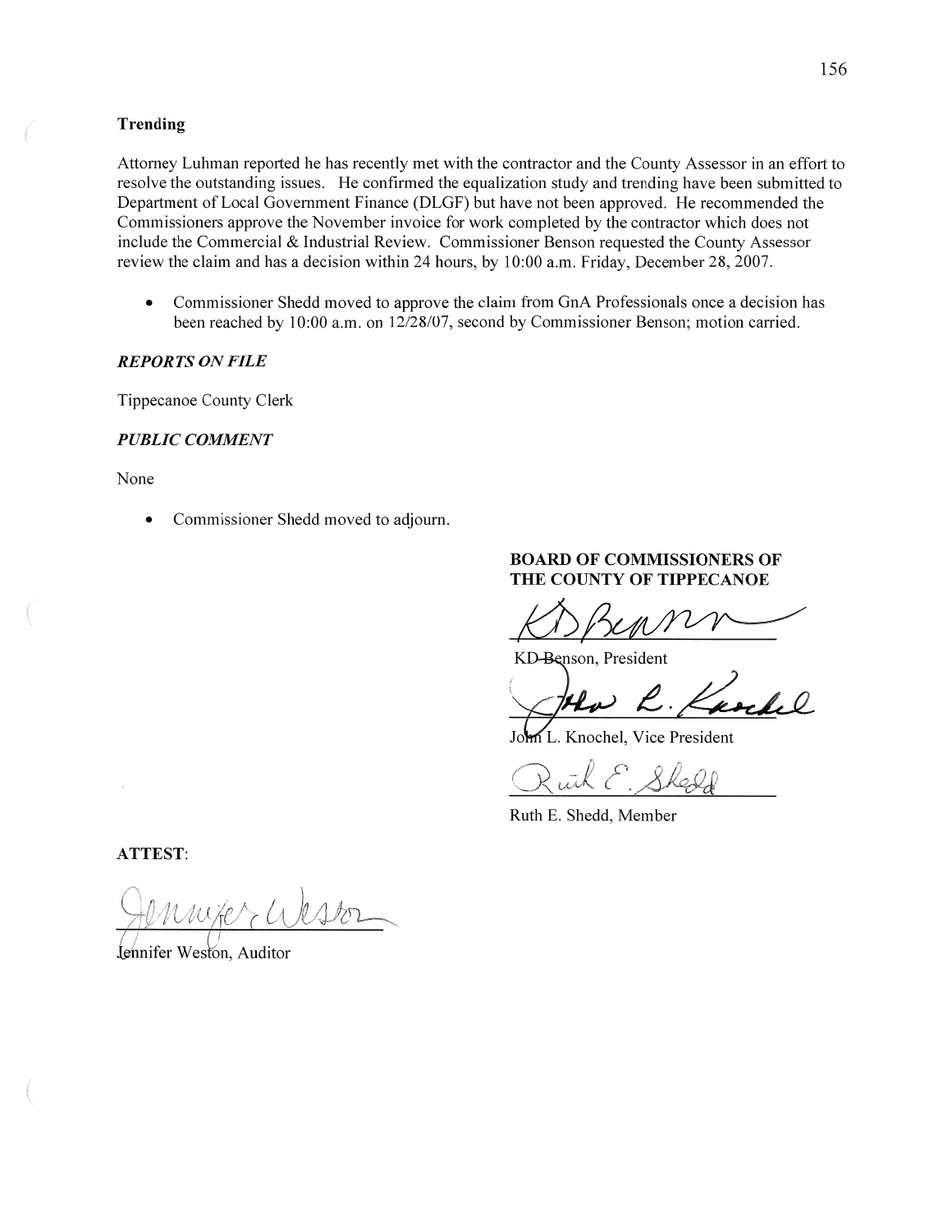### Trending

Attorney Luhman reported he has recently met with the contractor and the County Assessor in an effort to resolve the outstanding issues. He confirmed the equalization study and trending have been submitted to Department of Local Government Finance (DLGF) but have not been approved. He recommended the Commissioners approve the November invoice for work completed by the contractor which does not include the Commercial & Industrial Review. Commissioner Benson requested the County Assessor review the claim and has a decision within 24 hours, by 10:00 a.m. Friday, December 28, 2007.

- Commissioner Shedd moved to approve the claim from GnA Professionals once a decision has been reached by 10:00 a.m. on 12/28/07, second by Commissioner Benson; motion carried.

***REPORTS ON FILE***

Tippecanoe County Clerk

***PUBLIC COMMENT***

None

- Commissioner Shedd moved to adjourn.

**BOARD OF COMMISSIONERS OF THE COUNTY OF TIPPECANOE**

KD Benson, President

John L. Knochel, Vice President

Ruth E. Shedd, Member

**ATTEST**:

Jennifer Weston, Auditor